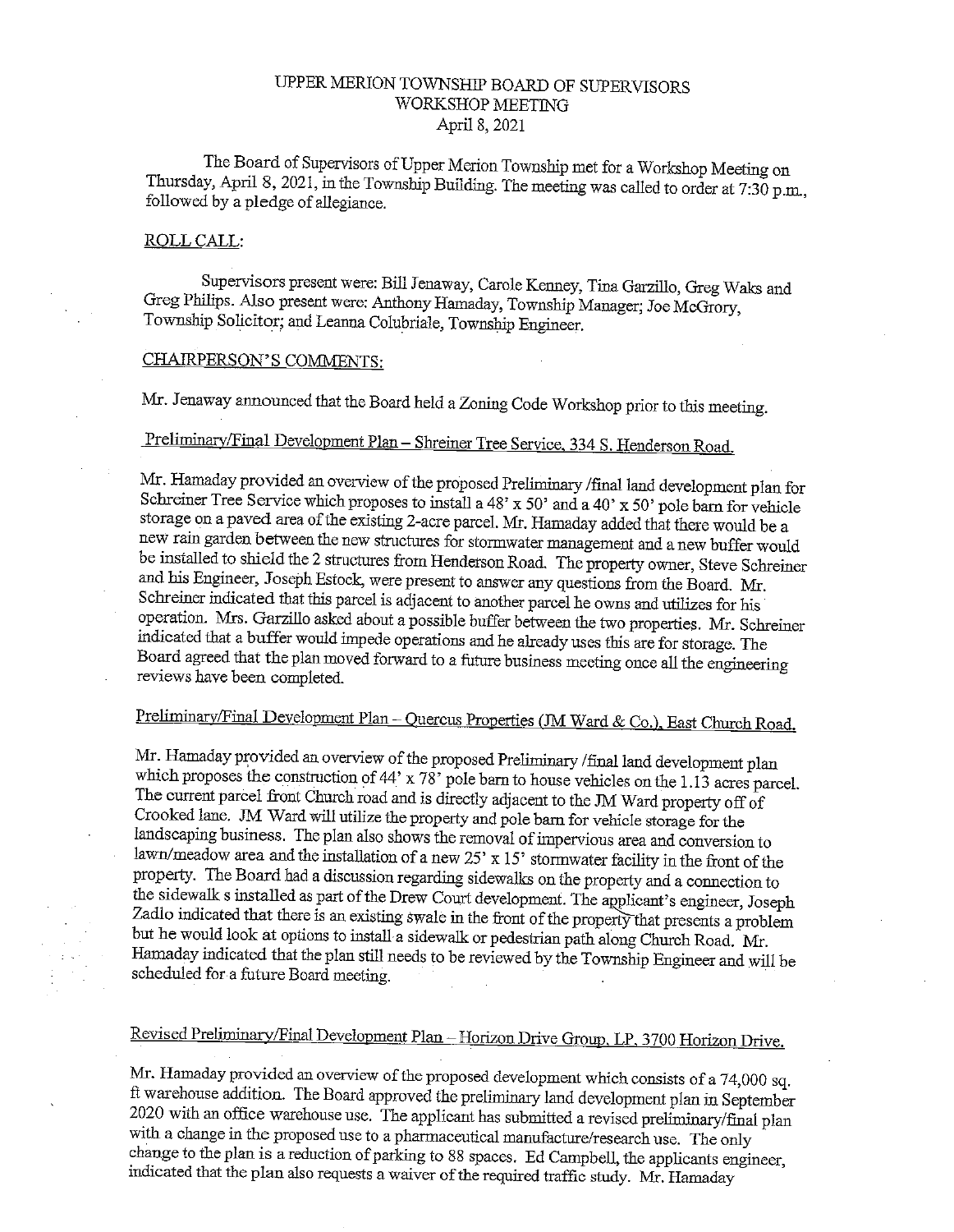# UPPER MERION TOWNSHIP BOARD OF SUPERVISORS
## WORKSHOP MEETING
### April 8, 2021

The Board of Supervisors of Upper Merion Township met for a Workshop Meeting on Thursday, April 8, 2021, in the Township Building. The meeting was called to order at 7:30 p.m., followed by a pledge of allegiance.

## ROLL CALL:

Supervisors present were: Bill Jenaway, Carole Kenney, Tina Garzillo, Greg Waks and Greg Philips. Also present were: Anthony Hamaday, Township Manager; Joe McGrory, Township Solicitor; and Leanna Colubriale, Township Engineer.

## CHAIRPERSON'S COMMENTS:

Mr. Jenaway announced that the Board held a Zoning Code Workshop prior to this meeting.

## Preliminary/Final Development Plan – Shreiner Tree Service, 334 S. Henderson Road.

Mr. Hamaday provided an overview of the proposed Preliminary /final land development plan for Schreiner Tree Service which proposes to install a 48' x 50' and a 40' x 50' pole barn for vehicle storage on a paved area of the existing 2-acre parcel. Mr. Hamaday added that there would be a new rain garden between the new structures for stormwater management and a new buffer would be installed to shield the 2 structures from Henderson Road. The property owner, Steve Schreiner and his Engineer, Joseph Estock, were present to answer any questions from the Board. Mr. Schreiner indicated that this parcel is adjacent to another parcel he owns and utilizes for his operation. Mrs. Garzillo asked about a possible buffer between the two properties. Mr. Schreiner indicated that a buffer would impede operations and he already uses this are for storage. The Board agreed that the plan moved forward to a future business meeting once all the engineering reviews have been completed.

## Preliminary/Final Development Plan – Quercus Properties (JM Ward & Co.), East Church Road.

Mr. Hamaday provided an overview of the proposed Preliminary /final land development plan which proposes the construction of 44' x 78' pole barn to house vehicles on the 1.13 acres parcel. The current parcel front Church road and is directly adjacent to the JM Ward property off of Crooked lane. JM Ward will utilize the property and pole barn for vehicle storage for the landscaping business. The plan also shows the removal of impervious area and conversion to lawn/meadow area and the installation of a new 25' x 15' stormwater facility in the front of the property. The Board had a discussion regarding sidewalks on the property and a connection to the sidewalk s installed as part of the Drew Court development. The applicant's engineer, Joseph Zadlo indicated that there is an existing swale in the front of the property that presents a problem but he would look at options to install a sidewalk or pedestrian path along Church Road. Mr. Hamaday indicated that the plan still needs to be reviewed by the Township Engineer and will be scheduled for a future Board meeting.

## Revised Preliminary/Final Development Plan – Horizon Drive Group, LP, 3700 Horizon Drive.

Mr. Hamaday provided an overview of the proposed development which consists of a 74,000 sq. ft warehouse addition. The Board approved the preliminary land development plan in September 2020 with an office warehouse use. The applicant has submitted a revised preliminary/final plan with a change in the proposed use to a pharmaceutical manufacture/research use. The only change to the plan is a reduction of parking to 88 spaces. Ed Campbell, the applicants engineer, indicated that the plan also requests a waiver of the required traffic study. Mr. Hamaday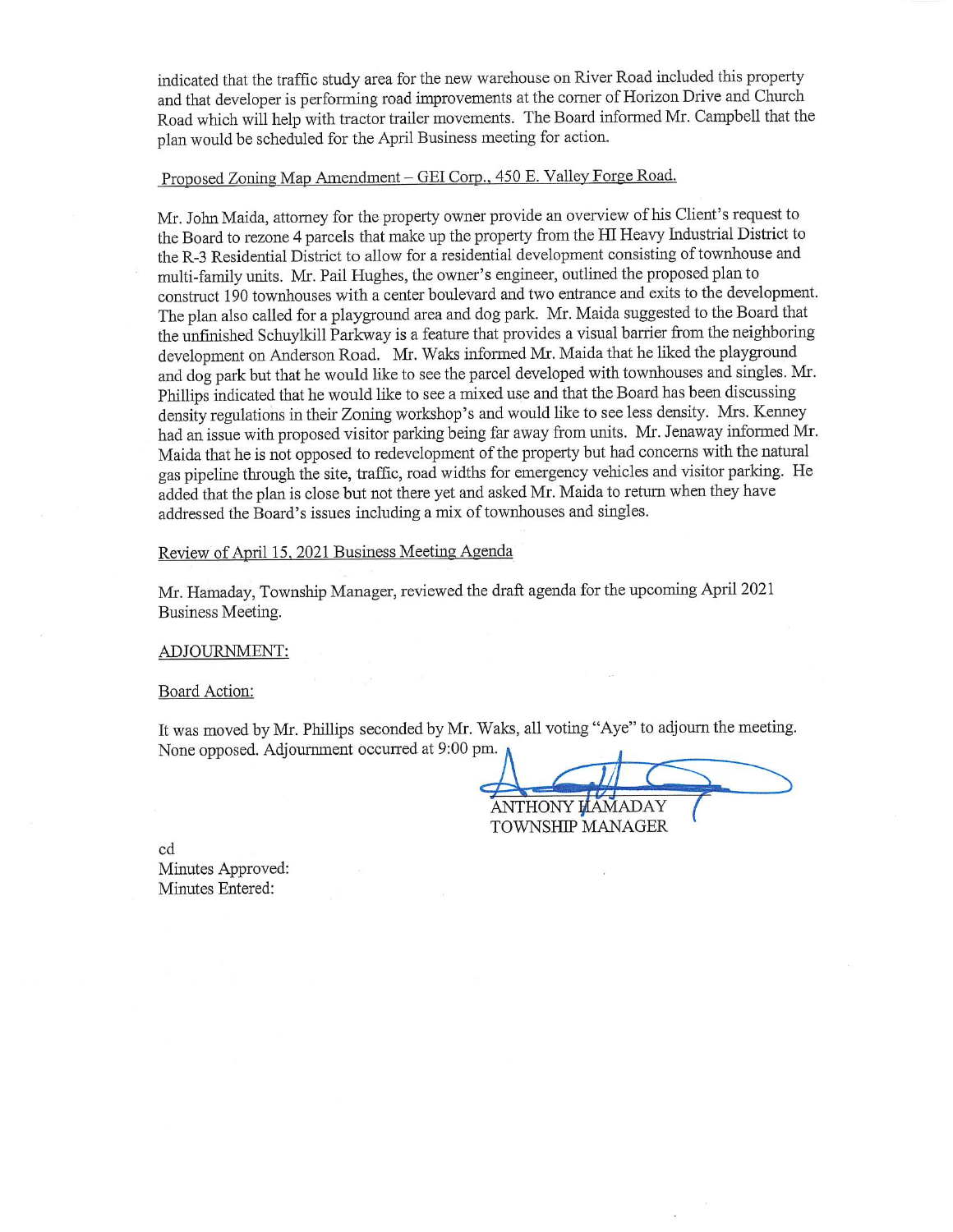indicated that the traffic study area for the new warehouse on River Road included this property and that developer is performing road improvements at the corner of Horizon Drive and Church Road which will help with tractor trailer movements. The Board informed Mr. Campbell that the plan would be scheduled for the April Business meeting for action.

Proposed Zoning Map Amendment – GEI Corp., 450 E. Valley Forge Road.

Mr. John Maida, attorney for the property owner provide an overview of his Client's request to the Board to rezone 4 parcels that make up the property from the HI Heavy Industrial District to the R-3 Residential District to allow for a residential development consisting of townhouse and multi-family units. Mr. Pail Hughes, the owner's engineer, outlined the proposed plan to construct 190 townhouses with a center boulevard and two entrance and exits to the development. The plan also called for a playground area and dog park. Mr. Maida suggested to the Board that the unfinished Schuylkill Parkway is a feature that provides a visual barrier from the neighboring development on Anderson Road. Mr. Waks informed Mr. Maida that he liked the playground and dog park but that he would like to see the parcel developed with townhouses and singles. Mr. Phillips indicated that he would like to see a mixed use and that the Board has been discussing density regulations in their Zoning workshop's and would like to see less density. Mrs. Kenney had an issue with proposed visitor parking being far away from units. Mr. Jenaway informed Mr. Maida that he is not opposed to redevelopment of the property but had concerns with the natural gas pipeline through the site, traffic, road widths for emergency vehicles and visitor parking. He added that the plan is close but not there yet and asked Mr. Maida to return when they have addressed the Board's issues including a mix of townhouses and singles.

Review of April 15, 2021 Business Meeting Agenda

Mr. Hamaday, Township Manager, reviewed the draft agenda for the upcoming April 2021 Business Meeting.

ADJOURNMENT:

Board Action:

It was moved by Mr. Phillips seconded by Mr. Waks, all voting "Aye" to adjourn the meeting. None opposed. Adjournment occurred at 9:00 pm.

ANTHONY HAMADAY
TOWNSHIP MANAGER

cd
Minutes Approved:
Minutes Entered: